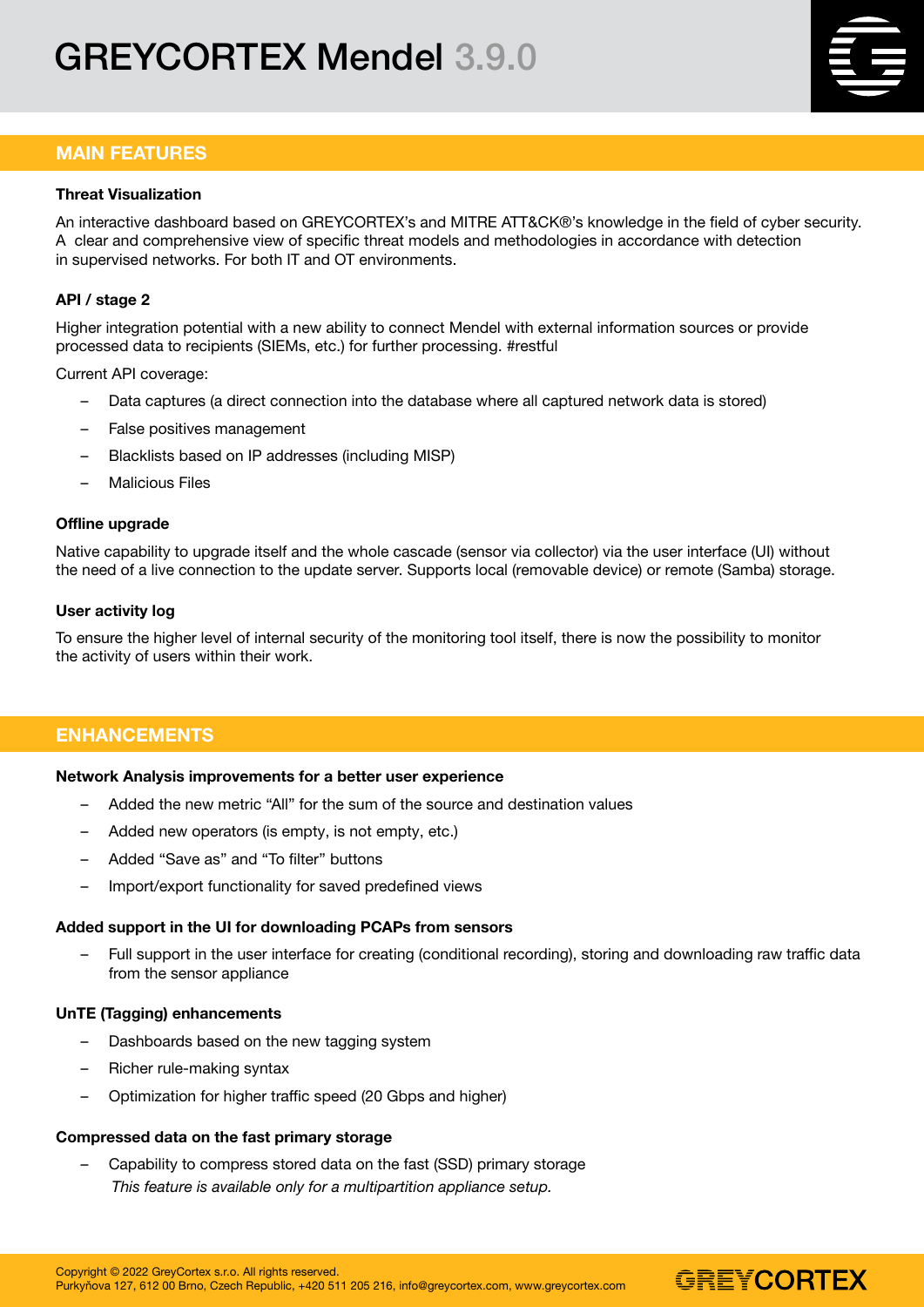# GREYCORTEX Mendel 3.9.0

## MAIN FEATURES

### Threat Visualization

An interactive dashboard based on GREYCORTEX's and MITRE ATT&CK®'s knowledge in the field of cyber security. A clear and comprehensive view of specific threat models and methodologies in accordance with detection in supervised networks. For both IT and OT environments.

### API / stage 2

Higher integration potential with a new ability to connect Mendel with external information sources or provide processed data to recipients (SIEMs, etc.) for further processing. #restful

Current API coverage:

- Data captures (a direct connection into the database where all captured network data is stored)
- False positives management
- Blacklists based on IP addresses (including MISP)
- Malicious Files

### Offline upgrade

Native capability to upgrade itself and the whole cascade (sensor via collector) via the user interface (UI) without the need of a live connection to the update server. Supports local (removable device) or remote (Samba) storage.

### User activity log

To ensure the higher level of internal security of the monitoring tool itself, there is now the possibility to monitor the activity of users within their work.

## ENHANCEMENTS

### Network Analysis improvements for a better user experience

- Added the new metric "All" for the sum of the source and destination values
- Added new operators (is empty, is not empty, etc.)
- Added "Save as" and "To filter" buttons
- Import/export functionality for saved predefined views

### Added support in the UI for downloading PCAPs from sensors

- Full support in the user interface for creating (conditional recording), storing and downloading raw traffic data from the sensor appliance

### UnTE (Tagging) enhancements

- Dashboards based on the new tagging system
- Richer rule-making syntax
- Optimization for higher traffic speed (20 Gbps and higher)

### Compressed data on the fast primary storage

- Capability to compress stored data on the fast (SSD) primary storage
  *This feature is available only for a multipartition appliance setup.*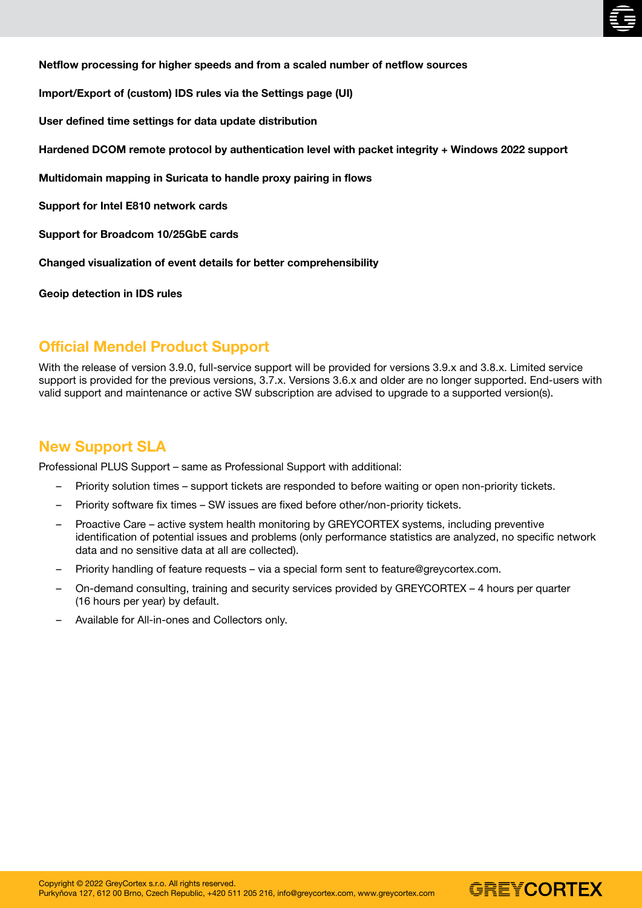**Netflow processing for higher speeds and from a scaled number of netflow sources**

**Import/Export of (custom) IDS rules via the Settings page (UI)**

**User defined time settings for data update distribution**

**Hardened DCOM remote protocol by authentication level with packet integrity + Windows 2022 support**

**Multidomain mapping in Suricata to handle proxy pairing in flows**

**Support for Intel E810 network cards**

**Support for Broadcom 10/25GbE cards**

**Changed visualization of event details for better comprehensibility**

**Geoip detection in IDS rules**

## Official Mendel Product Support

With the release of version 3.9.0, full-service support will be provided for versions 3.9.x and 3.8.x. Limited service support is provided for the previous versions, 3.7.x. Versions 3.6.x and older are no longer supported. End-users with valid support and maintenance or active SW subscription are advised to upgrade to a supported version(s).

## New Support SLA

Professional PLUS Support – same as Professional Support with additional:

- Priority solution times – support tickets are responded to before waiting or open non-priority tickets.
- Priority software fix times – SW issues are fixed before other/non-priority tickets.
- Proactive Care – active system health monitoring by GREYCORTEX systems, including preventive identification of potential issues and problems (only performance statistics are analyzed, no specific network data and no sensitive data at all are collected).
- Priority handling of feature requests – via a special form sent to feature@greycortex.com.
- On-demand consulting, training and security services provided by GREYCORTEX – 4 hours per quarter (16 hours per year) by default.
- Available for All-in-ones and Collectors only.

Copyright © 2022 GreyCortex s.r.o. All rights reserved.
Purkyňova 127, 612 00 Brno, Czech Republic, +420 511 205 216, info@greycortex.com, www.greycortex.com